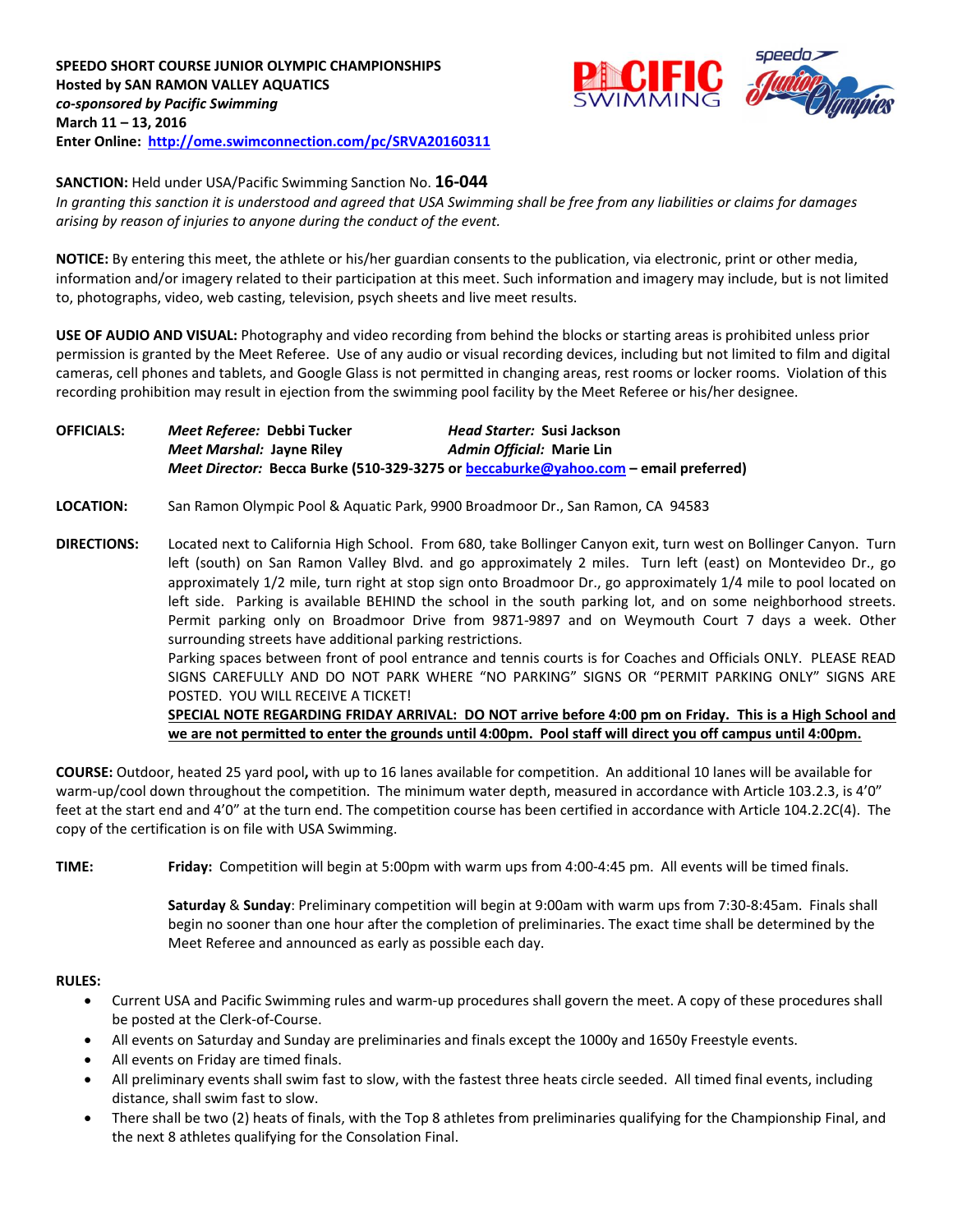**SPEEDO SHORT COURSE JUNIOR OLYMPIC CHAMPIONSHIPS**
**Hosted by SAN RAMON VALLEY AQUATICS**
***co-sponsored by Pacific Swimming***
**March 11 – 13, 2016**
**Enter Online: http://ome.swimconnection.com/pc/SRVA20160311**

**SANCTION:** Held under USA/Pacific Swimming Sanction No. **16-044**
*In granting this sanction it is understood and agreed that USA Swimming shall be free from any liabilities or claims for damages arising by reason of injuries to anyone during the conduct of the event.*

**NOTICE:** By entering this meet, the athlete or his/her guardian consents to the publication, via electronic, print or other media, information and/or imagery related to their participation at this meet. Such information and imagery may include, but is not limited to, photographs, video, web casting, television, psych sheets and live meet results.

**USE OF AUDIO AND VISUAL:** Photography and video recording from behind the blocks or starting areas is prohibited unless prior permission is granted by the Meet Referee. Use of any audio or visual recording devices, including but not limited to film and digital cameras, cell phones and tablets, and Google Glass is not permitted in changing areas, rest rooms or locker rooms. Violation of this recording prohibition may result in ejection from the swimming pool facility by the Meet Referee or his/her designee.

**OFFICIALS:** ***Meet Referee:*** **Debbi Tucker** ***Head Starter:*** **Susi Jackson**
***Meet Marshal:*** **Jayne Riley** ***Admin Official:*** **Marie Lin**
***Meet Director:*** **Becca Burke (510-329-3275 or beccaburke@yahoo.com – email preferred)**

**LOCATION:** San Ramon Olympic Pool & Aquatic Park, 9900 Broadmoor Dr., San Ramon, CA 94583

**DIRECTIONS:** Located next to California High School. From 680, take Bollinger Canyon exit, turn west on Bollinger Canyon. Turn left (south) on San Ramon Valley Blvd. and go approximately 2 miles. Turn left (east) on Montevideo Dr., go approximately 1/2 mile, turn right at stop sign onto Broadmoor Dr., go approximately 1/4 mile to pool located on left side. Parking is available BEHIND the school in the south parking lot, and on some neighborhood streets. Permit parking only on Broadmoor Drive from 9871-9897 and on Weymouth Court 7 days a week. Other surrounding streets have additional parking restrictions.
Parking spaces between front of pool entrance and tennis courts is for Coaches and Officials ONLY. PLEASE READ SIGNS CAREFULLY AND DO NOT PARK WHERE "NO PARKING" SIGNS OR "PERMIT PARKING ONLY" SIGNS ARE POSTED. YOU WILL RECEIVE A TICKET!
**SPECIAL NOTE REGARDING FRIDAY ARRIVAL: DO NOT arrive before 4:00 pm on Friday. This is a High School and we are not permitted to enter the grounds until 4:00pm. Pool staff will direct you off campus until 4:00pm.**

**COURSE:** Outdoor, heated 25 yard pool**,** with up to 16 lanes available for competition. An additional 10 lanes will be available for warm-up/cool down throughout the competition. The minimum water depth, measured in accordance with Article 103.2.3, is 4'0" feet at the start end and 4'0" at the turn end. The competition course has been certified in accordance with Article 104.2.2C(4). The copy of the certification is on file with USA Swimming.

**TIME:** **Friday:** Competition will begin at 5:00pm with warm ups from 4:00-4:45 pm. All events will be timed finals.

**Saturday** & **Sunday**: Preliminary competition will begin at 9:00am with warm ups from 7:30-8:45am. Finals shall begin no sooner than one hour after the completion of preliminaries. The exact time shall be determined by the Meet Referee and announced as early as possible each day.

**RULES:**

- Current USA and Pacific Swimming rules and warm-up procedures shall govern the meet. A copy of these procedures shall be posted at the Clerk-of-Course.
- All events on Saturday and Sunday are preliminaries and finals except the 1000y and 1650y Freestyle events.
- All events on Friday are timed finals.
- All preliminary events shall swim fast to slow, with the fastest three heats circle seeded. All timed final events, including distance, shall swim fast to slow.
- There shall be two (2) heats of finals, with the Top 8 athletes from preliminaries qualifying for the Championship Final, and the next 8 athletes qualifying for the Consolation Final.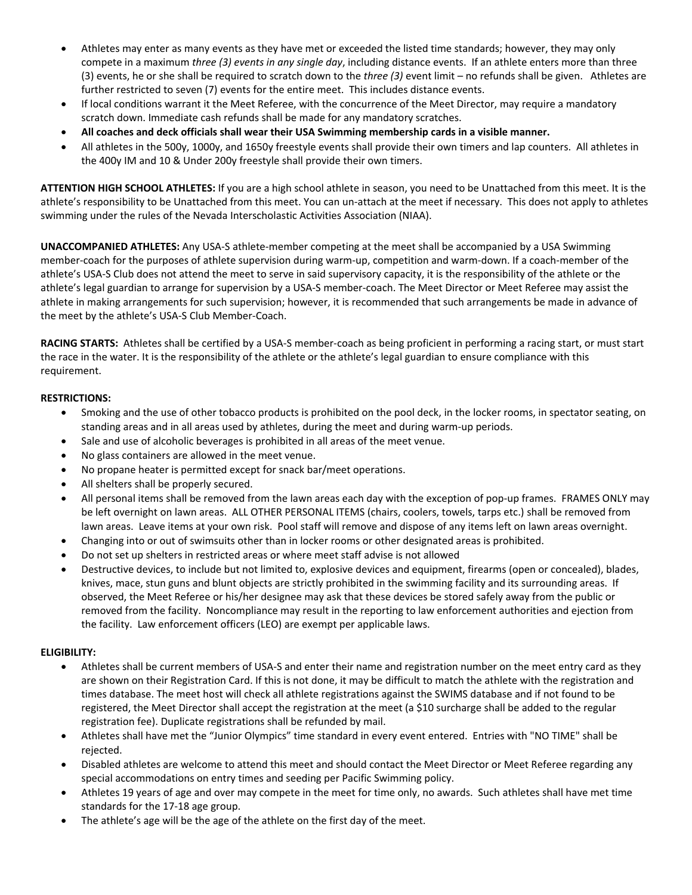- Athletes may enter as many events as they have met or exceeded the listed time standards; however, they may only compete in a maximum *three (3) events in any single day*, including distance events. If an athlete enters more than three (3) events, he or she shall be required to scratch down to the *three (3)* event limit – no refunds shall be given. Athletes are further restricted to seven (7) events for the entire meet. This includes distance events.
- If local conditions warrant it the Meet Referee, with the concurrence of the Meet Director, may require a mandatory scratch down. Immediate cash refunds shall be made for any mandatory scratches.
- **All coaches and deck officials shall wear their USA Swimming membership cards in a visible manner.**
- All athletes in the 500y, 1000y, and 1650y freestyle events shall provide their own timers and lap counters. All athletes in the 400y IM and 10 & Under 200y freestyle shall provide their own timers.

**ATTENTION HIGH SCHOOL ATHLETES:** If you are a high school athlete in season, you need to be Unattached from this meet. It is the athlete's responsibility to be Unattached from this meet. You can un-attach at the meet if necessary. This does not apply to athletes swimming under the rules of the Nevada Interscholastic Activities Association (NIAA).

**UNACCOMPANIED ATHLETES:** Any USA-S athlete-member competing at the meet shall be accompanied by a USA Swimming member-coach for the purposes of athlete supervision during warm-up, competition and warm-down. If a coach-member of the athlete's USA-S Club does not attend the meet to serve in said supervisory capacity, it is the responsibility of the athlete or the athlete's legal guardian to arrange for supervision by a USA-S member-coach. The Meet Director or Meet Referee may assist the athlete in making arrangements for such supervision; however, it is recommended that such arrangements be made in advance of the meet by the athlete's USA-S Club Member-Coach.

**RACING STARTS:** Athletes shall be certified by a USA-S member-coach as being proficient in performing a racing start, or must start the race in the water. It is the responsibility of the athlete or the athlete's legal guardian to ensure compliance with this requirement.

**RESTRICTIONS:**

- Smoking and the use of other tobacco products is prohibited on the pool deck, in the locker rooms, in spectator seating, on standing areas and in all areas used by athletes, during the meet and during warm-up periods.
- Sale and use of alcoholic beverages is prohibited in all areas of the meet venue.
- No glass containers are allowed in the meet venue.
- No propane heater is permitted except for snack bar/meet operations.
- All shelters shall be properly secured.
- All personal items shall be removed from the lawn areas each day with the exception of pop-up frames. FRAMES ONLY may be left overnight on lawn areas. ALL OTHER PERSONAL ITEMS (chairs, coolers, towels, tarps etc.) shall be removed from lawn areas. Leave items at your own risk. Pool staff will remove and dispose of any items left on lawn areas overnight.
- Changing into or out of swimsuits other than in locker rooms or other designated areas is prohibited.
- Do not set up shelters in restricted areas or where meet staff advise is not allowed
- Destructive devices, to include but not limited to, explosive devices and equipment, firearms (open or concealed), blades, knives, mace, stun guns and blunt objects are strictly prohibited in the swimming facility and its surrounding areas. If observed, the Meet Referee or his/her designee may ask that these devices be stored safely away from the public or removed from the facility. Noncompliance may result in the reporting to law enforcement authorities and ejection from the facility. Law enforcement officers (LEO) are exempt per applicable laws.

**ELIGIBILITY:**

- Athletes shall be current members of USA-S and enter their name and registration number on the meet entry card as they are shown on their Registration Card. If this is not done, it may be difficult to match the athlete with the registration and times database. The meet host will check all athlete registrations against the SWIMS database and if not found to be registered, the Meet Director shall accept the registration at the meet (a $10 surcharge shall be added to the regular registration fee). Duplicate registrations shall be refunded by mail.
- Athletes shall have met the "Junior Olympics" time standard in every event entered. Entries with "NO TIME" shall be rejected.
- Disabled athletes are welcome to attend this meet and should contact the Meet Director or Meet Referee regarding any special accommodations on entry times and seeding per Pacific Swimming policy.
- Athletes 19 years of age and over may compete in the meet for time only, no awards. Such athletes shall have met time standards for the 17-18 age group.
- The athlete's age will be the age of the athlete on the first day of the meet.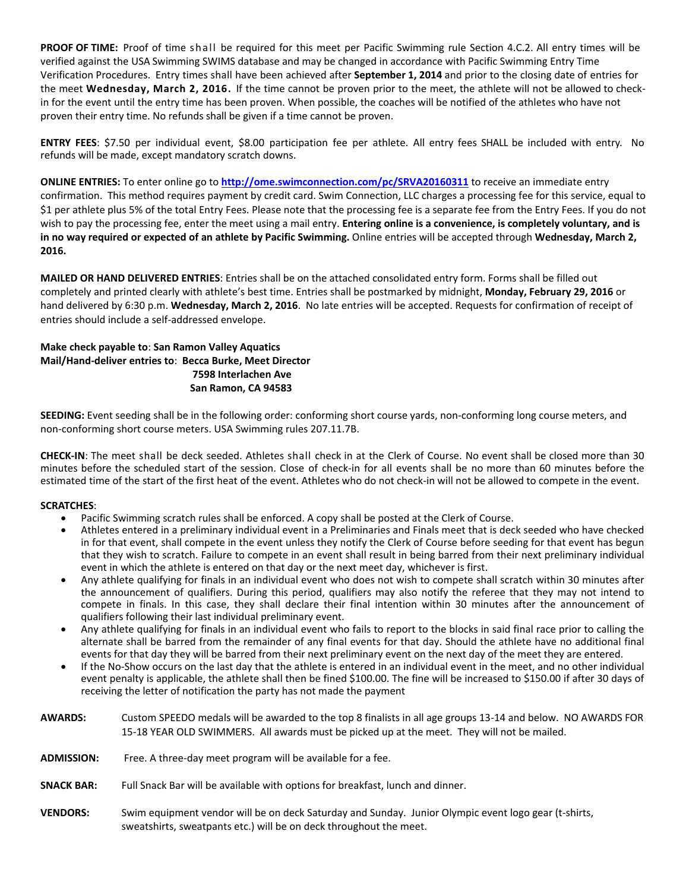**PROOF OF TIME:** Proof of time shall be required for this meet per Pacific Swimming rule Section 4.C.2. All entry times will be verified against the USA Swimming SWIMS database and may be changed in accordance with Pacific Swimming Entry Time Verification Procedures. Entry times shall have been achieved after **September 1, 2014** and prior to the closing date of entries for the meet **Wednesday, March 2, 2016.** If the time cannot be proven prior to the meet, the athlete will not be allowed to check-in for the event until the entry time has been proven. When possible, the coaches will be notified of the athletes who have not proven their entry time. No refunds shall be given if a time cannot be proven.

**ENTRY FEES**: $7.50 per individual event, $8.00 participation fee per athlete. All entry fees SHALL be included with entry. No refunds will be made, except mandatory scratch downs.

**ONLINE ENTRIES:** To enter online go to **http://ome.swimconnection.com/pc/SRVA20160311** to receive an immediate entry confirmation. This method requires payment by credit card. Swim Connection, LLC charges a processing fee for this service, equal to $1 per athlete plus 5% of the total Entry Fees. Please note that the processing fee is a separate fee from the Entry Fees. If you do not wish to pay the processing fee, enter the meet using a mail entry. **Entering online is a convenience, is completely voluntary, and is in no way required or expected of an athlete by Pacific Swimming.** Online entries will be accepted through **Wednesday, March 2, 2016.**

**MAILED OR HAND DELIVERED ENTRIES**: Entries shall be on the attached consolidated entry form. Forms shall be filled out completely and printed clearly with athlete's best time. Entries shall be postmarked by midnight, **Monday, February 29, 2016** or hand delivered by 6:30 p.m. **Wednesday, March 2, 2016**. No late entries will be accepted. Requests for confirmation of receipt of entries should include a self-addressed envelope.

**Make check payable to**: **San Ramon Valley Aquatics**
**Mail/Hand-deliver entries to**: **Becca Burke, Meet Director**
**7598 Interlachen Ave**
**San Ramon, CA 94583**

**SEEDING:** Event seeding shall be in the following order: conforming short course yards, non-conforming long course meters, and non-conforming short course meters. USA Swimming rules 207.11.7B.

**CHECK-IN**: The meet shall be deck seeded. Athletes shall check in at the Clerk of Course. No event shall be closed more than 30 minutes before the scheduled start of the session. Close of check-in for all events shall be no more than 60 minutes before the estimated time of the start of the first heat of the event. Athletes who do not check-in will not be allowed to compete in the event.

**SCRATCHES**:

- Pacific Swimming scratch rules shall be enforced. A copy shall be posted at the Clerk of Course.
- Athletes entered in a preliminary individual event in a Preliminaries and Finals meet that is deck seeded who have checked in for that event, shall compete in the event unless they notify the Clerk of Course before seeding for that event has begun that they wish to scratch. Failure to compete in an event shall result in being barred from their next preliminary individual event in which the athlete is entered on that day or the next meet day, whichever is first.
- Any athlete qualifying for finals in an individual event who does not wish to compete shall scratch within 30 minutes after the announcement of qualifiers. During this period, qualifiers may also notify the referee that they may not intend to compete in finals. In this case, they shall declare their final intention within 30 minutes after the announcement of qualifiers following their last individual preliminary event.
- Any athlete qualifying for finals in an individual event who fails to report to the blocks in said final race prior to calling the alternate shall be barred from the remainder of any final events for that day. Should the athlete have no additional final events for that day they will be barred from their next preliminary event on the next day of the meet they are entered.
- If the No-Show occurs on the last day that the athlete is entered in an individual event in the meet, and no other individual event penalty is applicable, the athlete shall then be fined $100.00. The fine will be increased to $150.00 if after 30 days of receiving the letter of notification the party has not made the payment

**AWARDS:** Custom SPEEDO medals will be awarded to the top 8 finalists in all age groups 13-14 and below. NO AWARDS FOR 15-18 YEAR OLD SWIMMERS. All awards must be picked up at the meet. They will not be mailed.

**ADMISSION:** Free. A three-day meet program will be available for a fee.

**SNACK BAR:** Full Snack Bar will be available with options for breakfast, lunch and dinner.

**VENDORS:** Swim equipment vendor will be on deck Saturday and Sunday. Junior Olympic event logo gear (t-shirts, sweatshirts, sweatpants etc.) will be on deck throughout the meet.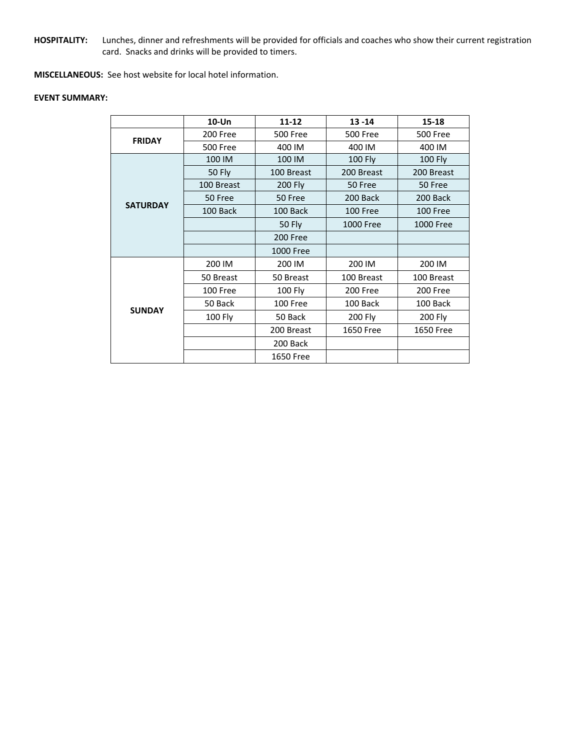**HOSPITALITY:** Lunches, dinner and refreshments will be provided for officials and coaches who show their current registration card. Snacks and drinks will be provided to timers.

**MISCELLANEOUS:** See host website for local hotel information.

**EVENT SUMMARY:**

| | 10-Un | 11-12 | 13 -14 | 15-18 |
|---|---|---|---|---|
| **FRIDAY** | 200 Free | 500 Free | 500 Free | 500 Free |
| | 500 Free | 400 IM | 400 IM | 400 IM |
| **SATURDAY** | 100 IM | 100 IM | 100 Fly | 100 Fly |
| | 50 Fly | 100 Breast | 200 Breast | 200 Breast |
| | 100 Breast | 200 Fly | 50 Free | 50 Free |
| | 50 Free | 50 Free | 200 Back | 200 Back |
| | 100 Back | 100 Back | 100 Free | 100 Free |
| | | 50 Fly | 1000 Free | 1000 Free |
| | | 200 Free | | |
| | | 1000 Free | | |
| **SUNDAY** | 200 IM | 200 IM | 200 IM | 200 IM |
| | 50 Breast | 50 Breast | 100 Breast | 100 Breast |
| | 100 Free | 100 Fly | 200 Free | 200 Free |
| | 50 Back | 100 Free | 100 Back | 100 Back |
| | 100 Fly | 50 Back | 200 Fly | 200 Fly |
| | | 200 Breast | 1650 Free | 1650 Free |
| | | 200 Back | | |
| | | 1650 Free | | |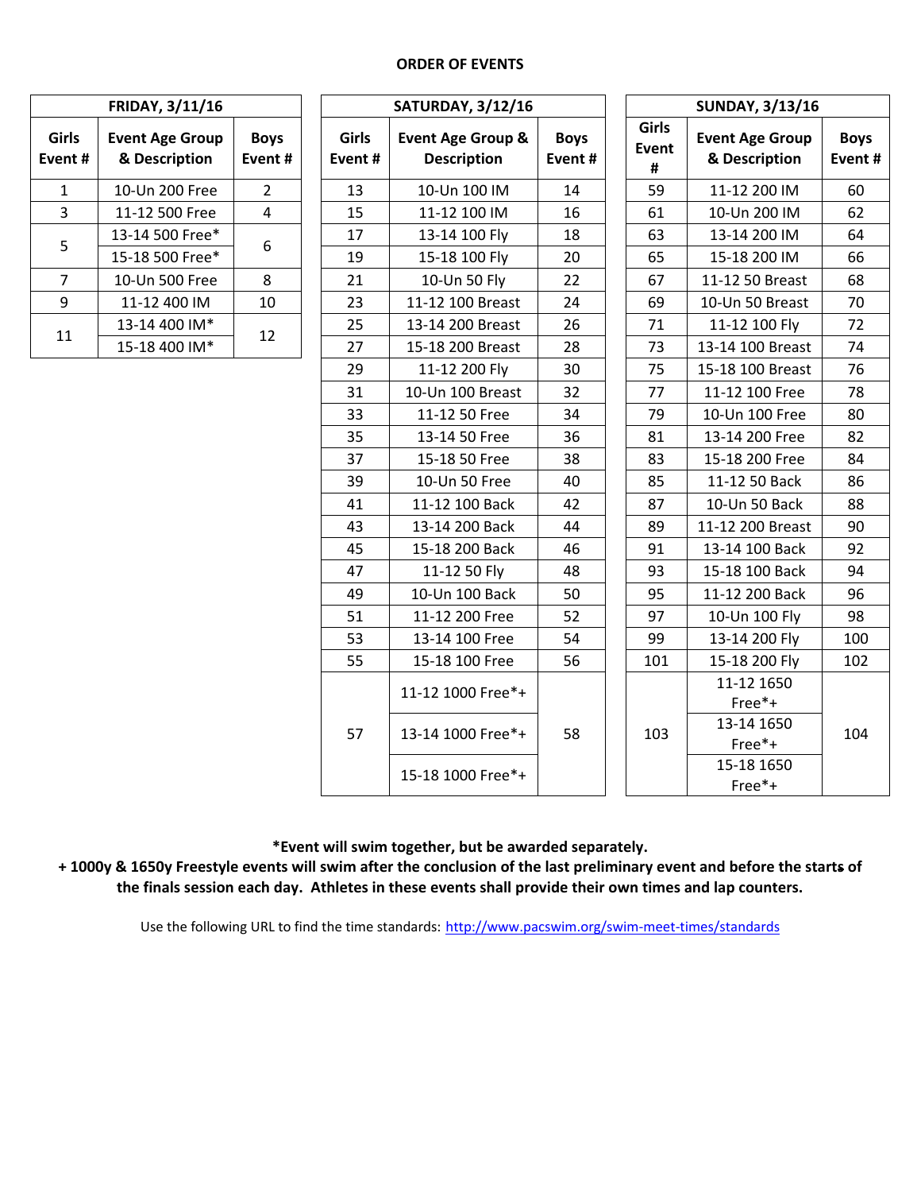**ORDER OF EVENTS**

| FRIDAY, 3/11/16 | | |
|---|---|---|
| **Girls Event #** | **Event Age Group & Description** | **Boys Event #** |
| 1 | 10-Un 200 Free | 2 |
| 3 | 11-12 500 Free | 4 |
| 5 | 13-14 500 Free* | 6 |
| | 15-18 500 Free* | |
| 7 | 10-Un 500 Free | 8 |
| 9 | 11-12 400 IM | 10 |
| 11 | 13-14 400 IM* | 12 |
| | 15-18 400 IM* | |

| SATURDAY, 3/12/16 | | |
|---|---|---|
| **Girls Event #** | **Event Age Group & Description** | **Boys Event #** |
| 13 | 10-Un 100 IM | 14 |
| 15 | 11-12 100 IM | 16 |
| 17 | 13-14 100 Fly | 18 |
| 19 | 15-18 100 Fly | 20 |
| 21 | 10-Un 50 Fly | 22 |
| 23 | 11-12 100 Breast | 24 |
| 25 | 13-14 200 Breast | 26 |
| 27 | 15-18 200 Breast | 28 |
| 29 | 11-12 200 Fly | 30 |
| 31 | 10-Un 100 Breast | 32 |
| 33 | 11-12 50 Free | 34 |
| 35 | 13-14 50 Free | 36 |
| 37 | 15-18 50 Free | 38 |
| 39 | 10-Un 50 Free | 40 |
| 41 | 11-12 100 Back | 42 |
| 43 | 13-14 200 Back | 44 |
| 45 | 15-18 200 Back | 46 |
| 47 | 11-12 50 Fly | 48 |
| 49 | 10-Un 100 Back | 50 |
| 51 | 11-12 200 Free | 52 |
| 53 | 13-14 100 Free | 54 |
| 55 | 15-18 100 Free | 56 |
| 57 | 11-12 1000 Free*+ | 58 |
| | 13-14 1000 Free*+ | |
| | 15-18 1000 Free*+ | |

| SUNDAY, 3/13/16 | | |
|---|---|---|
| **Girls Event #** | **Event Age Group & Description** | **Boys Event #** |
| 59 | 11-12 200 IM | 60 |
| 61 | 10-Un 200 IM | 62 |
| 63 | 13-14 200 IM | 64 |
| 65 | 15-18 200 IM | 66 |
| 67 | 11-12 50 Breast | 68 |
| 69 | 10-Un 50 Breast | 70 |
| 71 | 11-12 100 Fly | 72 |
| 73 | 13-14 100 Breast | 74 |
| 75 | 15-18 100 Breast | 76 |
| 77 | 11-12 100 Free | 78 |
| 79 | 10-Un 100 Free | 80 |
| 81 | 13-14 200 Free | 82 |
| 83 | 15-18 200 Free | 84 |
| 85 | 11-12 50 Back | 86 |
| 87 | 10-Un 50 Back | 88 |
| 89 | 11-12 200 Breast | 90 |
| 91 | 13-14 100 Back | 92 |
| 93 | 15-18 100 Back | 94 |
| 95 | 11-12 200 Back | 96 |
| 97 | 10-Un 100 Fly | 98 |
| 99 | 13-14 200 Fly | 100 |
| 101 | 15-18 200 Fly | 102 |
| 103 | 11-12 1650 Free*+ | 104 |
| | 13-14 1650 Free*+ | |
| | 15-18 1650 Free*+ | |

**\*Event will swim together, but be awarded separately.**

**+ 1000y & 1650y Freestyle events will swim after the conclusion of the last preliminary event and before the starts of the finals session each day. Athletes in these events shall provide their own times and lap counters.**

Use the following URL to find the time standards: http://www.pacswim.org/swim-meet-times/standards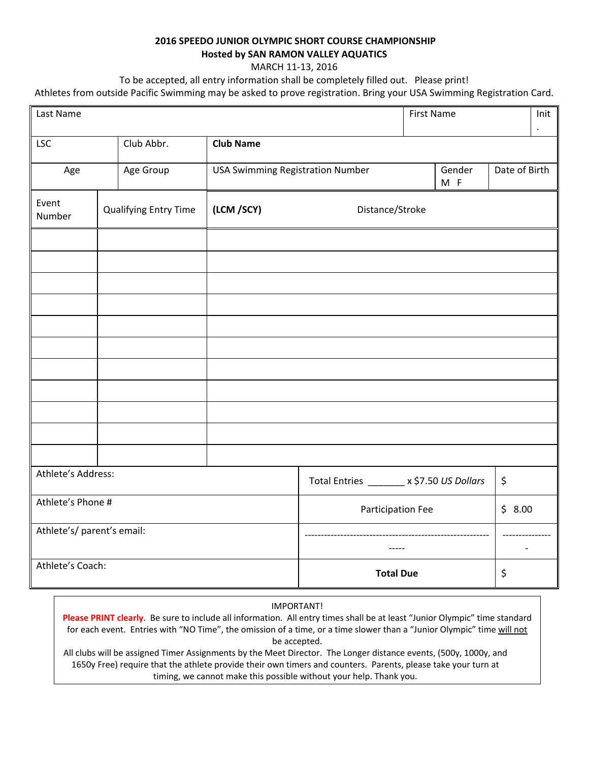**2016 SPEEDO JUNIOR OLYMPIC SHORT COURSE CHAMPIONSHIP**

**Hosted by SAN RAMON VALLEY AQUATICS**

MARCH 11-13, 2016

To be accepted, all entry information shall be completely filled out. Please print!

Athletes from outside Pacific Swimming may be asked to prove registration. Bring your USA Swimming Registration Card.

| Last Name | | | | First Name | | Init. |
|---|---|---|---|---|---|---|
| LSC | Club Abbr. | **Club Name** | | | | |
| Age | Age Group | USA Swimming Registration Number | | Gender M F | Date of Birth | |

| Event Number | Qualifying Entry Time | **(LCM /SCY)** Distance/Stroke |
|---|---|---|
| | | |
| | | |
| | | |
| | | |
| | | |
| | | |
| | | |
| | | |
| | | |
| | | |
| | | |

| | | |
|---|---|---|
| Athlete's Address: | Total Entries _______ x $7.50 *US Dollars* | $ |
| Athlete's Phone # | Participation Fee | $ 8.00 |
| Athlete's/ parent's email: | ------------------------------------------------------------ ----- | --------------- - |
| Athlete's Coach: | **Total Due** | $ |

IMPORTANT!

**Please PRINT clearly**. Be sure to include all information. All entry times shall be at least "Junior Olympic" time standard for each event. Entries with "NO Time", the omission of a time, or a time slower than a "Junior Olympic" time will not be accepted.

All clubs will be assigned Timer Assignments by the Meet Director. The Longer distance events, (500y, 1000y, and 1650y Free) require that the athlete provide their own timers and counters. Parents, please take your turn at timing, we cannot make this possible without your help. Thank you.